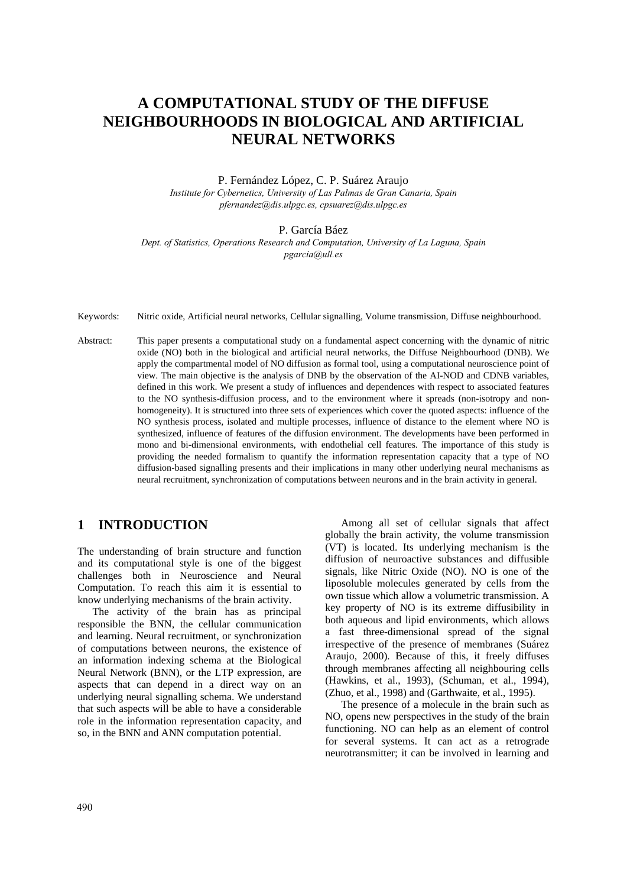# A COMPUTATIONAL STUDY OF THE DIFFUSE NEIGHBOURHOODS IN BIOLOGICAL AND ARTIFICIAL NEURAL NETWORKS

P. Fernández López, C. P. Suárez Araujo

*Institute for Cybernetics, University of Las Palmas de Gran Canaria, Spain*

*pfernandez@dis.ulpgc.es, cpsuarez@dis.ulpgc.es*

P. García Báez

*Dept. of Statistics, Operations Research and Computation, University of La Laguna, Spain*

*pgarcia@ull.es*

Keywords: Nitric oxide, Artificial neural networks, Cellular signalling, Volume transmission, Diffuse neighbourhood.

Abstract: This paper presents a computational study on a fundamental aspect concerning with the dynamic of nitric oxide (NO) both in the biological and artificial neural networks, the Diffuse Neighbourhood (DNB). We apply the compartmental model of NO diffusion as formal tool, using a computational neuroscience point of view. The main objective is the analysis of DNB by the observation of the AI-NOD and CDNB variables, defined in this work. We present a study of influences and dependences with respect to associated features to the NO synthesis-diffusion process, and to the environment where it spreads (non-isotropy and non-homogeneity). It is structured into three sets of experiences which cover the quoted aspects: influence of the NO synthesis process, isolated and multiple processes, influence of distance to the element where NO is synthesized, influence of features of the diffusion environment. The developments have been performed in mono and bi-dimensional environments, with endothelial cell features. The importance of this study is providing the needed formalism to quantify the information representation capacity that a type of NO diffusion-based signalling presents and their implications in many other underlying neural mechanisms as neural recruitment, synchronization of computations between neurons and in the brain activity in general.

## 1 INTRODUCTION

The understanding of brain structure and function and its computational style is one of the biggest challenges both in Neuroscience and Neural Computation. To reach this aim it is essential to know underlying mechanisms of the brain activity.

The activity of the brain has as principal responsible the BNN, the cellular communication and learning. Neural recruitment, or synchronization of computations between neurons, the existence of an information indexing schema at the Biological Neural Network (BNN), or the LTP expression, are aspects that can depend in a direct way on an underlying neural signalling schema. We understand that such aspects will be able to have a considerable role in the information representation capacity, and so, in the BNN and ANN computation potential.

Among all set of cellular signals that affect globally the brain activity, the volume transmission (VT) is located. Its underlying mechanism is the diffusion of neuroactive substances and diffusible signals, like Nitric Oxide (NO). NO is one of the liposoluble molecules generated by cells from the own tissue which allow a volumetric transmission. A key property of NO is its extreme diffusibility in both aqueous and lipid environments, which allows a fast three-dimensional spread of the signal irrespective of the presence of membranes (Suárez Araujo, 2000). Because of this, it freely diffuses through membranes affecting all neighbouring cells (Hawkins, et al., 1993), (Schuman, et al., 1994), (Zhuo, et al., 1998) and (Garthwaite, et al., 1995).

The presence of a molecule in the brain such as NO, opens new perspectives in the study of the brain functioning. NO can help as an element of control for several systems. It can act as a retrograde neurotransmitter; it can be involved in learning and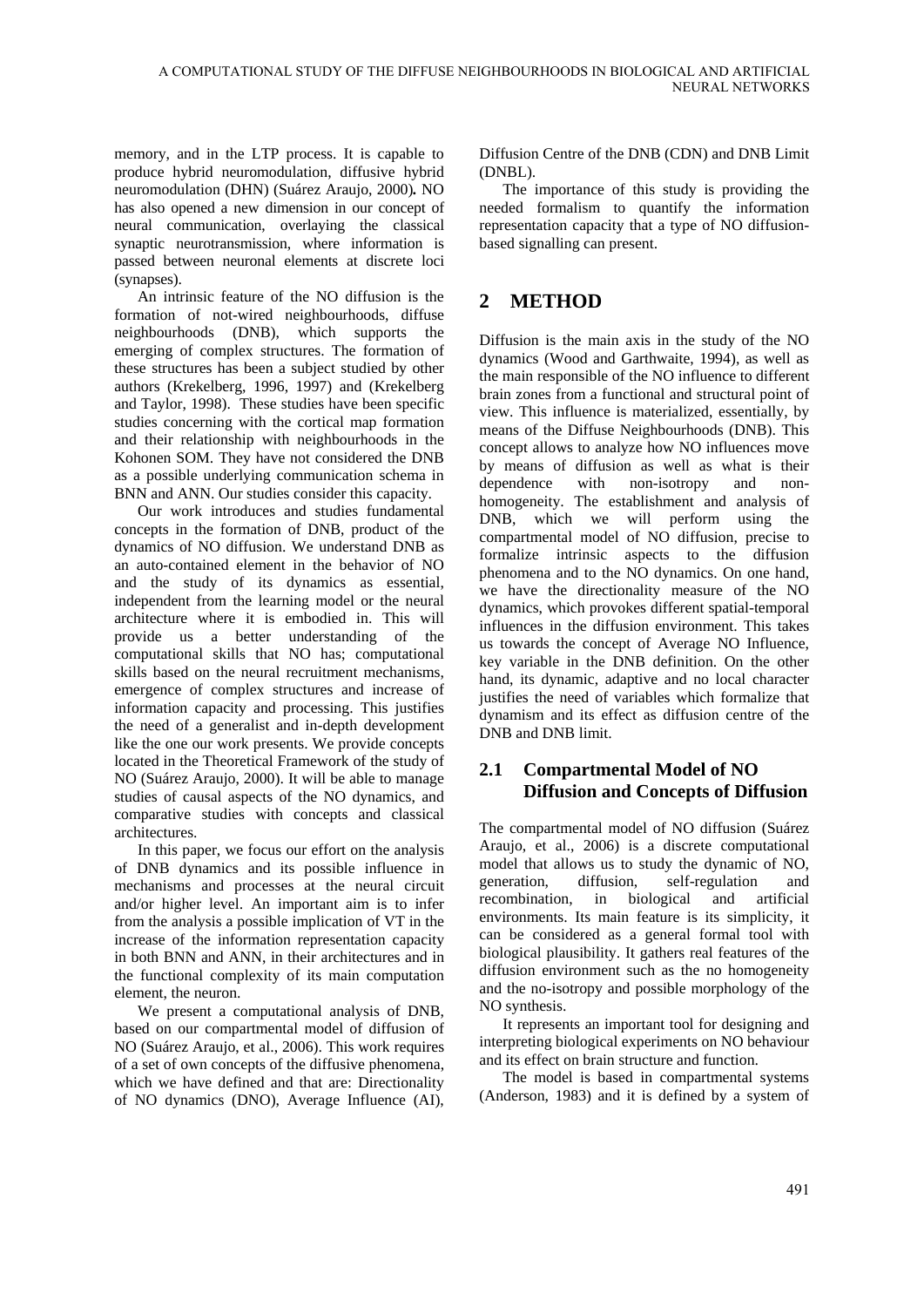memory, and in the LTP process. It is capable to produce hybrid neuromodulation, diffusive hybrid neuromodulation (DHN) (Suárez Araujo, 2000)**.** NO has also opened a new dimension in our concept of neural communication, overlaying the classical synaptic neurotransmission, where information is passed between neuronal elements at discrete loci (synapses).

An intrinsic feature of the NO diffusion is the formation of not-wired neighbourhoods, diffuse neighbourhoods (DNB), which supports the emerging of complex structures. The formation of these structures has been a subject studied by other authors (Krekelberg, 1996, 1997) and (Krekelberg and Taylor, 1998). These studies have been specific studies concerning with the cortical map formation and their relationship with neighbourhoods in the Kohonen SOM. They have not considered the DNB as a possible underlying communication schema in BNN and ANN. Our studies consider this capacity.

Our work introduces and studies fundamental concepts in the formation of DNB, product of the dynamics of NO diffusion. We understand DNB as an auto-contained element in the behavior of NO and the study of its dynamics as essential, independent from the learning model or the neural architecture where it is embodied in. This will provide us a better understanding of the computational skills that NO has; computational skills based on the neural recruitment mechanisms, emergence of complex structures and increase of information capacity and processing. This justifies the need of a generalist and in-depth development like the one our work presents. We provide concepts located in the Theoretical Framework of the study of NO (Suárez Araujo, 2000). It will be able to manage studies of causal aspects of the NO dynamics, and comparative studies with concepts and classical architectures.

In this paper, we focus our effort on the analysis of DNB dynamics and its possible influence in mechanisms and processes at the neural circuit and/or higher level. An important aim is to infer from the analysis a possible implication of VT in the increase of the information representation capacity in both BNN and ANN, in their architectures and in the functional complexity of its main computation element, the neuron.

We present a computational analysis of DNB, based on our compartmental model of diffusion of NO (Suárez Araujo, et al., 2006). This work requires of a set of own concepts of the diffusive phenomena, which we have defined and that are: Directionality of NO dynamics (DNO), Average Influence (AI), Diffusion Centre of the DNB (CDN) and DNB Limit (DNBL).

The importance of this study is providing the needed formalism to quantify the information representation capacity that a type of NO diffusion-based signalling can present.

# 2 METHOD

Diffusion is the main axis in the study of the NO dynamics (Wood and Garthwaite, 1994), as well as the main responsible of the NO influence to different brain zones from a functional and structural point of view. This influence is materialized, essentially, by means of the Diffuse Neighbourhoods (DNB). This concept allows to analyze how NO influences move by means of diffusion as well as what is their dependence with non-isotropy and non-homogeneity. The establishment and analysis of DNB, which we will perform using the compartmental model of NO diffusion, precise to formalize intrinsic aspects to the diffusion phenomena and to the NO dynamics. On one hand, we have the directionality measure of the NO dynamics, which provokes different spatial-temporal influences in the diffusion environment. This takes us towards the concept of Average NO Influence, key variable in the DNB definition. On the other hand, its dynamic, adaptive and no local character justifies the need of variables which formalize that dynamism and its effect as diffusion centre of the DNB and DNB limit.

## 2.1 Compartmental Model of NO Diffusion and Concepts of Diffusion

The compartmental model of NO diffusion (Suárez Araujo, et al., 2006) is a discrete computational model that allows us to study the dynamic of NO, generation, diffusion, self-regulation and recombination, in biological and artificial environments. Its main feature is its simplicity, it can be considered as a general formal tool with biological plausibility. It gathers real features of the diffusion environment such as the no homogeneity and the no-isotropy and possible morphology of the NO synthesis.

It represents an important tool for designing and interpreting biological experiments on NO behaviour and its effect on brain structure and function.

The model is based in compartmental systems (Anderson, 1983) and it is defined by a system of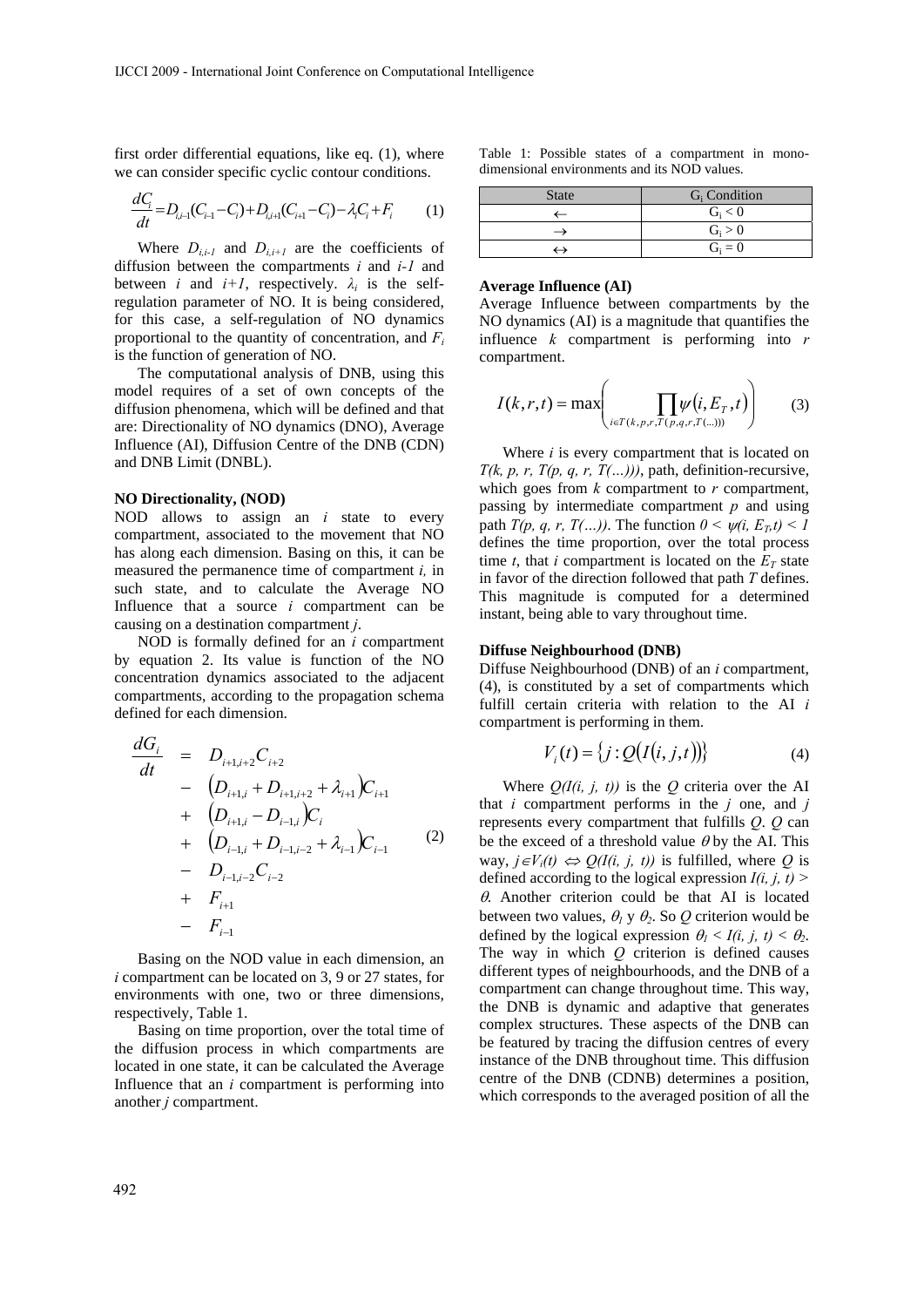first order differential equations, like eq. (1), where we can consider specific cyclic contour conditions.

$$\frac{dC_i}{dt} = D_{i,i-1}(C_{i-1} - C_i) + D_{i,i+1}(C_{i+1} - C_i) - \lambda_i C_i + F_i \qquad (1)$$

Where $D_{i,i-1}$ and $D_{i,i+1}$ are the coefficients of diffusion between the compartments *i* and *i-1* and between *i* and *i+1*, respectively. $\lambda_i$ is the self-regulation parameter of NO. It is being considered, for this case, a self-regulation of NO dynamics proportional to the quantity of concentration, and $F_i$ is the function of generation of NO.

The computational analysis of DNB, using this model requires of a set of own concepts of the diffusion phenomena, which will be defined and that are: Directionality of NO dynamics (DNO), Average Influence (AI), Diffusion Centre of the DNB (CDN) and DNB Limit (DNBL).

**NO Directionality, (NOD)**

NOD allows to assign an *i* state to every compartment, associated to the movement that NO has along each dimension. Basing on this, it can be measured the permanence time of compartment *i,* in such state, and to calculate the Average NO Influence that a source *i* compartment can be causing on a destination compartment *j*.

NOD is formally defined for an *i* compartment by equation 2. Its value is function of the NO concentration dynamics associated to the adjacent compartments, according to the propagation schema defined for each dimension.

$$\begin{aligned} \frac{dG_i}{dt} &= D_{i+1,i+2}C_{i+2} \\ &- \left(D_{i+1,i} + D_{i+1,i+2} + \lambda_{i+1}\right)C_{i+1} \\ &+ \left(D_{i+1,i} - D_{i-1,i}\right)C_i \\ &+ \left(D_{i-1,i} + D_{i-1,i-2} + \lambda_{i-1}\right)C_{i-1} \\ &- D_{i-1,i-2}C_{i-2} \\ &+ F_{i+1} \\ &- F_{i-1} \end{aligned} \qquad (2)$$

Basing on the NOD value in each dimension, an *i* compartment can be located on 3, 9 or 27 states, for environments with one, two or three dimensions, respectively, Table 1.

Basing on time proportion, over the total time of the diffusion process in which compartments are located in one state, it can be calculated the Average Influence that an *i* compartment is performing into another *j* compartment.

Table 1: Possible states of a compartment in mono-dimensional environments and its NOD values.

| State | $G_i$ Condition |
|---|---|
| ← | $G_i < 0$ |
| → | $G_i > 0$ |
| ↔ | $G_i = 0$ |

**Average Influence (AI)**

Average Influence between compartments by the NO dynamics (AI) is a magnitude that quantifies the influence *k* compartment is performing into *r* compartment.

$$I(k,r,t) = \max\left(\prod_{i \in T(k,p,r,T(p,q,r,T(\ldots)))} \psi(i, E_T, t)\right) \qquad (3)$$

Where *i* is every compartment that is located on *T(k, p, r, T(p, q, r, T(…)))*, path, definition-recursive, which goes from *k* to *r* compartment, passing by intermediate compartment *p* and using path *T(p, q, r, T(…))*. The function $0 < \psi(i, E_T, t) < 1$ defines the time proportion, over the total process time *t*, that *i* compartment is located on the $E_T$ state in favor of the direction followed that path *T* defines. This magnitude is computed for a determined instant, being able to vary throughout time.

**Diffuse Neighbourhood (DNB)**

Diffuse Neighbourhood (DNB) of an *i* compartment, (4), is constituted by a set of compartments which fulfill certain criteria with relation to the AI *i* compartment is performing in them.

$$V_i(t) = \{j : Q(I(i,j,t))\} \qquad (4)$$

Where *Q(I(i, j, t))* is the *Q* criteria over the AI that *i* compartment performs in the *j* one, and *j* represents every compartment that fulfills *Q*. *Q* can be the exceed of a threshold value $\theta$ by the AI. This way, $j \in V_i(t) \Leftrightarrow Q(I(i,j,t))$ is fulfilled, where *Q* is defined according to the logical expression $I(i, j, t) > \theta$. Another criterion could be that AI is located between two values, $\theta_1$ y $\theta_2$. So *Q* criterion would be defined by the logical expression $\theta_1 < I(i, j, t) < \theta_2$. The way in which *Q* criterion is defined causes different types of neighbourhoods, and the DNB of a compartment can change throughout time. This way, the DNB is dynamic and adaptive that generates complex structures. These aspects of the DNB can be featured by tracing the diffusion centres of every instance of the DNB throughout time. This diffusion centre of the DNB (CDNB) determines a position, which corresponds to the averaged position of all the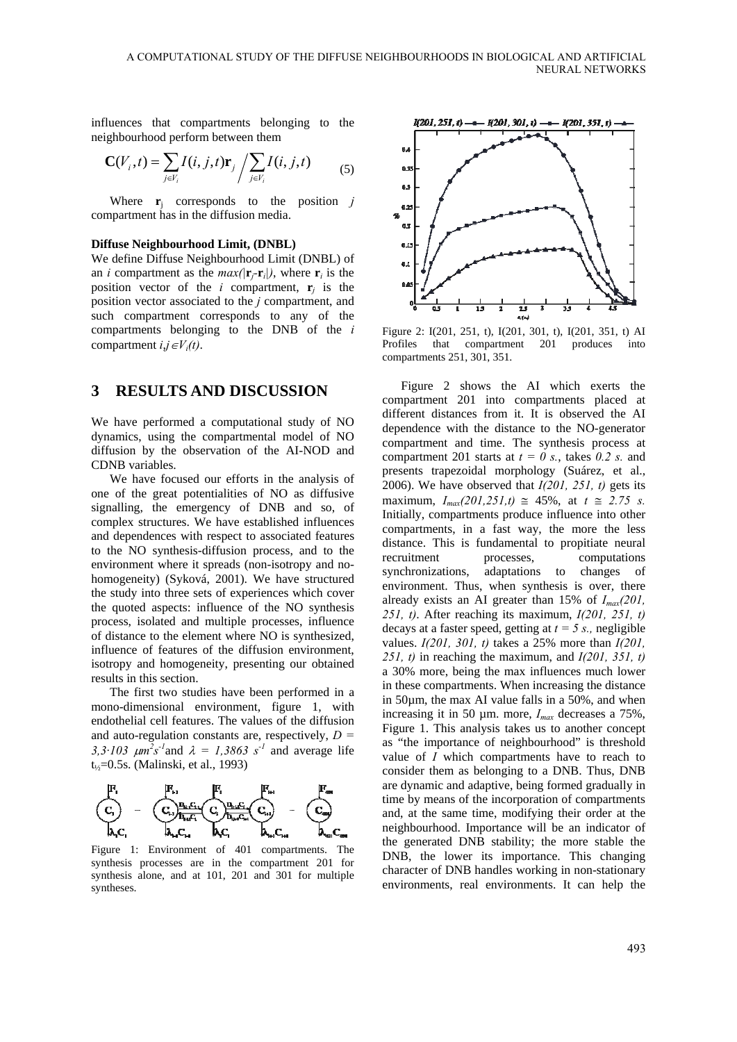influences that compartments belonging to the neighbourhood perform between them

$$\mathbf{C}(V_i, t) = \sum_{j \in V_i} I(i, j, t)\mathbf{r}_j \Big/ \sum_{j \in V_i} I(i, j, t) \qquad (5)$$

Where $\mathbf{r}_j$ corresponds to the position *j* compartment has in the diffusion media.

**Diffuse Neighbourhood Limit, (DNBL)**

We define Diffuse Neighbourhood Limit (DNBL) of an *i* compartment as the $max(|\mathbf{r}_j - \mathbf{r}_i|)$, where $\mathbf{r}_i$ is the position vector of the *i* compartment, $\mathbf{r}_j$ is the position vector associated to the *j* compartment, and such compartment corresponds to any of the compartments belonging to the DNB of the *i* compartment $i,j \in V_i(t)$.

## 3 RESULTS AND DISCUSSION

We have performed a computational study of NO dynamics, using the compartmental model of NO diffusion by the observation of the AI-NOD and CDNB variables.

We have focused our efforts in the analysis of one of the great potentialities of NO as diffusive signalling, the emergency of DNB and so, of complex structures. We have established influences and dependences with respect to associated features to the NO synthesis-diffusion process, and to the environment where it spreads (non-isotropy and no-homogeneity) (Syková, 2001). We have structured the study into three sets of experiences which cover the quoted aspects: influence of the NO synthesis process, isolated and multiple processes, influence of distance to the element where NO is synthesized, influence of features of the diffusion environment, isotropy and homogeneity, presenting our obtained results in this section.

The first two studies have been performed in a mono-dimensional environment, figure 1, with endothelial cell features. The values of the diffusion and auto-regulation constants are, respectively, $D = 3,3{\cdot}103\ \mu m^2 s^{-1}$ and $\lambda = 1,3863\ s^{-1}$ and average life $t_{½}$=0.5s. (Malinski, et al., 1993)

Figure 1: Environment of 401 compartments. The synthesis processes are in the compartment 201 for synthesis alone, and at 101, 201 and 301 for multiple syntheses.

Figure 2: I(201, 251, t), I(201, 301, t), I(201, 351, t) AI Profiles that compartment 201 produces into compartments 251, 301, 351.

Figure 2 shows the AI which exerts the compartment 201 into compartments placed at different distances from it. It is observed the AI dependence with the distance to the NO-generator compartment and time. The synthesis process at compartment 201 starts at $t = 0$ *s.*, takes *0.2 s.* and presents trapezoidal morphology (Suárez, et al., 2006). We have observed that *I(201, 251, t)* gets its maximum, $I_{max}(201,251,t) \cong 45\%$, at $t \cong 2.75$ *s.* Initially, compartments produce influence into other compartments, in a fast way, the more the less distance. This is fundamental to propitiate neural recruitment processes, computations synchronizations, adaptations to changes of environment. Thus, when synthesis is over, there already exists an AI greater than 15% of $I_{max}(201, 251, t)$. After reaching its maximum, *I(201, 251, t)* decays at a faster speed, getting at $t = 5$ *s.*, negligible values. *I(201, 301, t)* takes a 25% more than *I(201, 251, t)* in reaching the maximum, and *I(201, 351, t)* a 30% more, being the max influences much lower in these compartments. When increasing the distance in 50µm, the max AI value falls in a 50%, and when increasing it in 50 µm. more, $I_{max}$ decreases a 75%, Figure 1. This analysis takes us to another concept as "the importance of neighbourhood" is threshold value of *I* which compartments have to reach to consider them as belonging to a DNB. Thus, DNB are dynamic and adaptive, being formed gradually in time by means of the incorporation of compartments and, at the same time, modifying their order at the neighbourhood. Importance will be an indicator of the generated DNB stability; the more stable the DNB, the lower its importance. This changing character of DNB handles working in non-stationary environments, real environments. It can help the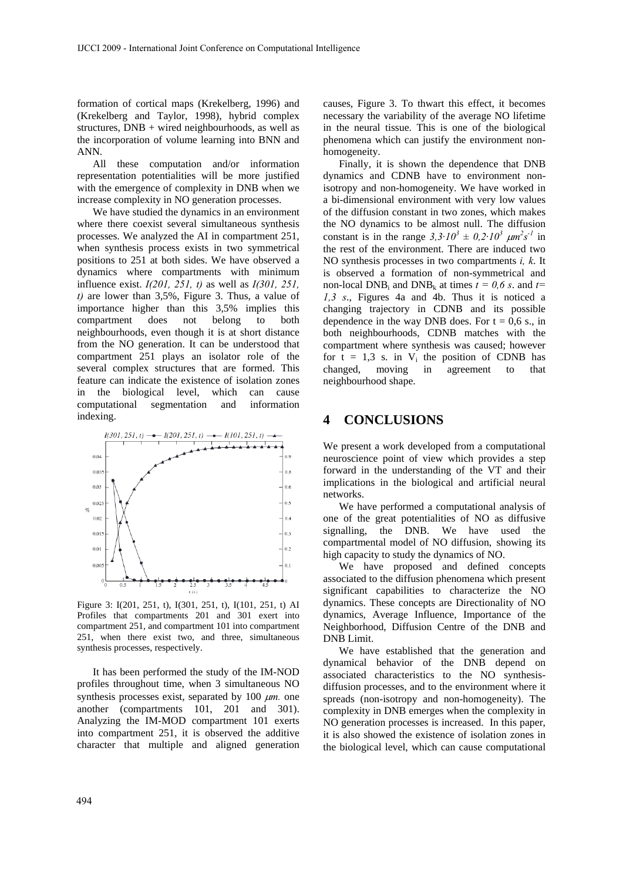formation of cortical maps (Krekelberg, 1996) and (Krekelberg and Taylor, 1998), hybrid complex structures, DNB + wired neighbourhoods, as well as the incorporation of volume learning into BNN and ANN.

All these computation and/or information representation potentialities will be more justified with the emergence of complexity in DNB when we increase complexity in NO generation processes.

We have studied the dynamics in an environment where there coexist several simultaneous synthesis processes. We analyzed the AI in compartment 251, when synthesis process exists in two symmetrical positions to 251 at both sides. We have observed a dynamics where compartments with minimum influence exist. *I(201, 251, t)* as well as *I(301, 251, t)* are lower than 3,5%, Figure 3. Thus, a value of importance higher than this 3,5% implies this compartment does not belong to both neighbourhoods, even though it is at short distance from the NO generation. It can be understood that compartment 251 plays an isolator role of the several complex structures that are formed. This feature can indicate the existence of isolation zones in the biological level, which can cause computational segmentation and information indexing.

Figure 3: I(201, 251, t), I(301, 251, t), I(101, 251, t) AI Profiles that compartments 201 and 301 exert into compartment 251, and compartment 101 into compartment 251, when there exist two, and three, simultaneous synthesis processes, respectively.

It has been performed the study of the IM-NOD profiles throughout time, when 3 simultaneous NO synthesis processes exist, separated by 100 *μm.* one another (compartments 101, 201 and 301). Analyzing the IM-MOD compartment 101 exerts into compartment 251, it is observed the additive character that multiple and aligned generation causes, Figure 3. To thwart this effect, it becomes necessary the variability of the average NO lifetime in the neural tissue. This is one of the biological phenomena which can justify the environment non-homogeneity.

Finally, it is shown the dependence that DNB dynamics and CDNB have to environment non-isotropy and non-homogeneity. We have worked in a bi-dimensional environment with very low values of the diffusion constant in two zones, which makes the NO dynamics to be almost null. The diffusion constant is in the range $3,3 \cdot 10^3 \pm 0,2 \cdot 10^3\ \mu m^2 s^{-1}$ in the rest of the environment. There are induced two NO synthesis processes in two compartments *i, k*. It is observed a formation of non-symmetrical and non-local $DNB_i$ and $DNB_k$ at times *t = 0,6 s*. and *t= 1,3 s*., Figures 4a and 4b. Thus it is noticed a changing trajectory in CDNB and its possible dependence in the way DNB does. For t = 0,6 s., in both neighbourhoods, CDNB matches with the compartment where synthesis was caused; however for t = 1,3 s. in $V_i$ the position of CDNB has changed, moving in agreement to that neighbourhood shape.

# 4 CONCLUSIONS

We present a work developed from a computational neuroscience point of view which provides a step forward in the understanding of the VT and their implications in the biological and artificial neural networks.

We have performed a computational analysis of one of the great potentialities of NO as diffusive signalling, the DNB. We have used the compartmental model of NO diffusion, showing its high capacity to study the dynamics of NO.

We have proposed and defined concepts associated to the diffusion phenomena which present significant capabilities to characterize the NO dynamics. These concepts are Directionality of NO dynamics, Average Influence, Importance of the Neighborhood, Diffusion Centre of the DNB and DNB Limit.

We have established that the generation and dynamical behavior of the DNB depend on associated characteristics to the NO synthesis-diffusion processes, and to the environment where it spreads (non-isotropy and non-homogeneity). The complexity in DNB emerges when the complexity in NO generation processes is increased. In this paper, it is also showed the existence of isolation zones in the biological level, which can cause computational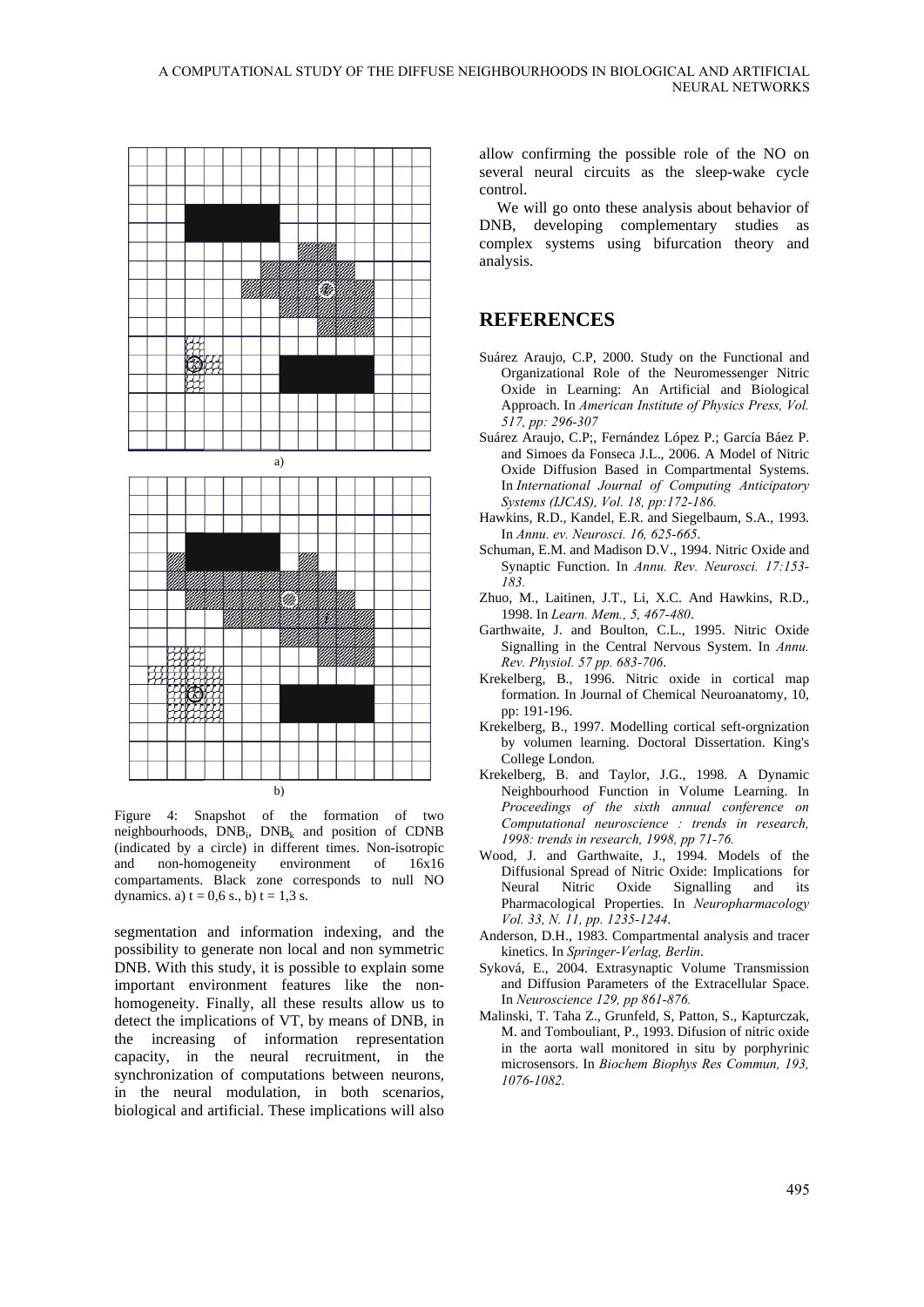a)

b)

Figure 4: Snapshot of the formation of two neighbourhoods, $DNB_i$, $DNB_k$ and position of CDNB (indicated by a circle) in different times. Non-isotropic and non-homogeneity environment of 16x16 compartaments. Black zone corresponds to null NO dynamics. a) t = 0,6 s., b) t = 1,3 s.

segmentation and information indexing, and the possibility to generate non local and non symmetric DNB. With this study, it is possible to explain some important environment features like the non-homogeneity. Finally, all these results allow us to detect the implications of VT, by means of DNB, in the increasing of information representation capacity, in the neural recruitment, in the synchronization of computations between neurons, in the neural modulation, in both scenarios, biological and artificial. These implications will also allow confirming the possible role of the NO on several neural circuits as the sleep-wake cycle control.

We will go onto these analysis about behavior of DNB, developing complementary studies as complex systems using bifurcation theory and analysis.

## REFERENCES

Suárez Araujo, C.P, 2000. Study on the Functional and Organizational Role of the Neuromessenger Nitric Oxide in Learning: An Artificial and Biological Approach. In *American Institute of Physics Press, Vol. 517, pp: 296-307*

Suárez Araujo, C.P;, Fernández López P.; García Báez P. and Simoes da Fonseca J.L., 2006. A Model of Nitric Oxide Diffusion Based in Compartmental Systems. In *International Journal of Computing Anticipatory Systems (IJCAS), Vol. 18, pp:172-186.*

Hawkins, R.D., Kandel, E.R. and Siegelbaum, S.A., 1993. In *Annu. ev. Neurosci. 16, 625-665*.

Schuman, E.M. and Madison D.V., 1994. Nitric Oxide and Synaptic Function. In *Annu. Rev. Neurosci. 17:153-183.*

Zhuo, M., Laitinen, J.T., Li, X.C. And Hawkins, R.D., 1998. In *Learn. Mem., 5, 467-480*.

Garthwaite, J. and Boulton, C.L., 1995. Nitric Oxide Signalling in the Central Nervous System. In *Annu. Rev. Physiol. 57 pp. 683-706*.

Krekelberg, B., 1996. Nitric oxide in cortical map formation. In Journal of Chemical Neuroanatomy, 10, pp: 191-196.

Krekelberg, B., 1997. Modelling cortical seft-orgnization by volumen learning. Doctoral Dissertation. King's College London.

Krekelberg, B. and Taylor, J.G., 1998. A Dynamic Neighbourhood Function in Volume Learning. In *Proceedings of the sixth annual conference on Computational neuroscience : trends in research, 1998: trends in research, 1998, pp 71-76.*

Wood, J. and Garthwaite, J., 1994. Models of the Diffusional Spread of Nitric Oxide: Implications for Neural Nitric Oxide Signalling and its Pharmacological Properties. In *Neuropharmacology Vol. 33, N. 11, pp. 1235-1244*.

Anderson, D.H., 1983. Compartmental analysis and tracer kinetics. In *Springer-Verlag, Berlin*.

Syková, E., 2004. Extrasynaptic Volume Transmission and Diffusion Parameters of the Extracellular Space. In *Neuroscience 129, pp 861-876.*

Malinski, T. Taha Z., Grunfeld, S, Patton, S., Kapturczak, M. and Tombouliant, P., 1993. Difusion of nitric oxide in the aorta wall monitored in situ by porphyrinic microsensors. In *Biochem Biophys Res Commun, 193, 1076-1082.*